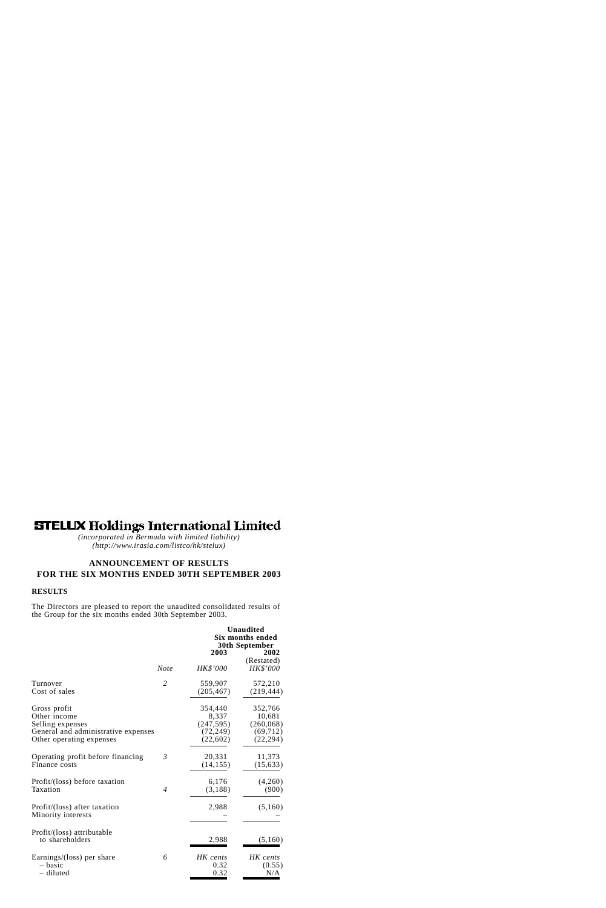# STELUX Holdings International Limited

*(incorporated in Bermuda with limited liability)*
*(http://www.irasia.com/listco/hk/stelux)*

## ANNOUNCEMENT OF RESULTS FOR THE SIX MONTHS ENDED 30TH SEPTEMBER 2003

### RESULTS

The Directors are pleased to report the unaudited consolidated results of the Group for the six months ended 30th September 2003.

| | | Unaudited Six months ended 30th September | |
|---|---|---|---|
| | | **2003** | **2002** |
| | | | (Restated) |
| | *Note* | *HK$'000* | *HK$'000* |
| Turnover | *2* | 559,907 | 572,210 |
| Cost of sales | | (205,467) | (219,444) |
| Gross profit | | 354,440 | 352,766 |
| Other income | | 8,337 | 10,681 |
| Selling expenses | | (247,595) | (260,068) |
| General and administrative expenses | | (72,249) | (69,712) |
| Other operating expenses | | (22,602) | (22,294) |
| Operating profit before financing | *3* | 20,331 | 11,373 |
| Finance costs | | (14,155) | (15,633) |
| Profit/(loss) before taxation | | 6,176 | (4,260) |
| Taxation | *4* | (3,188) | (900) |
| Profit/(loss) after taxation | | 2,988 | (5,160) |
| Minority interests | | – | – |
| Profit/(loss) attributable to shareholders | | 2,988 | (5,160) |
| Earnings/(loss) per share | *6* | *HK cents* | *HK cents* |
| – basic | | 0.32 | (0.55) |
| – diluted | | 0.32 | N/A |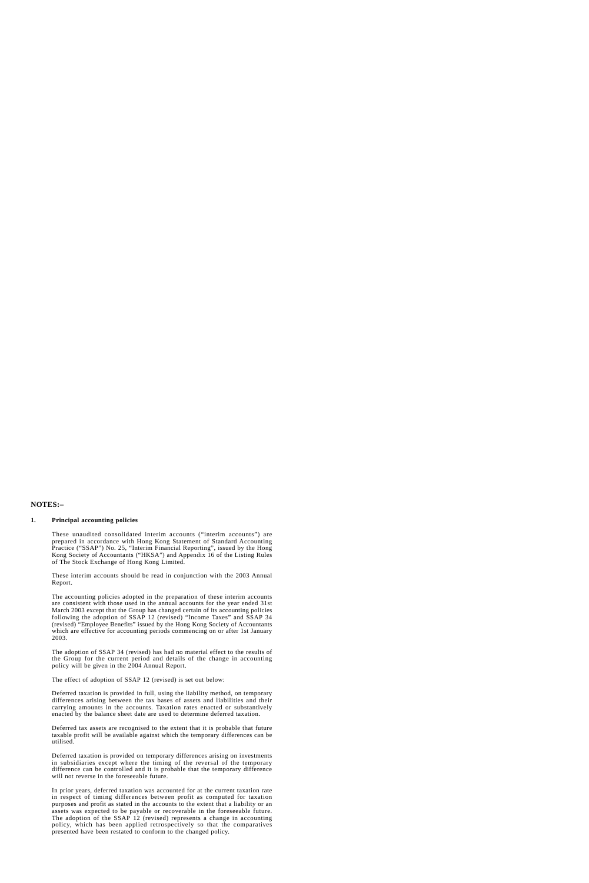**NOTES:–**

**1. Principal accounting policies**

These unaudited consolidated interim accounts ("interim accounts") are prepared in accordance with Hong Kong Statement of Standard Accounting Practice ("SSAP") No. 25, "Interim Financial Reporting", issued by the Hong Kong Society of Accountants ("HKSA") and Appendix 16 of the Listing Rules of The Stock Exchange of Hong Kong Limited.

These interim accounts should be read in conjunction with the 2003 Annual Report.

The accounting policies adopted in the preparation of these interim accounts are consistent with those used in the annual accounts for the year ended 31st March 2003 except that the Group has changed certain of its accounting policies following the adoption of SSAP 12 (revised) "Income Taxes" and SSAP 34 (revised) "Employee Benefits" issued by the Hong Kong Society of Accountants which are effective for accounting periods commencing on or after 1st January 2003.

The adoption of SSAP 34 (revised) has had no material effect to the results of the Group for the current period and details of the change in accounting policy will be given in the 2004 Annual Report.

The effect of adoption of SSAP 12 (revised) is set out below:

Deferred taxation is provided in full, using the liability method, on temporary differences arising between the tax bases of assets and liabilities and their carrying amounts in the accounts. Taxation rates enacted or substantively enacted by the balance sheet date are used to determine deferred taxation.

Deferred tax assets are recognised to the extent that it is probable that future taxable profit will be available against which the temporary differences can be utilised.

Deferred taxation is provided on temporary differences arising on investments in subsidiaries except where the timing of the reversal of the temporary difference can be controlled and it is probable that the temporary difference will not reverse in the foreseeable future.

In prior years, deferred taxation was accounted for at the current taxation rate in respect of timing differences between profit as computed for taxation purposes and profit as stated in the accounts to the extent that a liability or an assets was expected to be payable or recoverable in the foreseeable future. The adoption of the SSAP 12 (revised) represents a change in accounting policy, which has been applied retrospectively so that the comparatives presented have been restated to conform to the changed policy.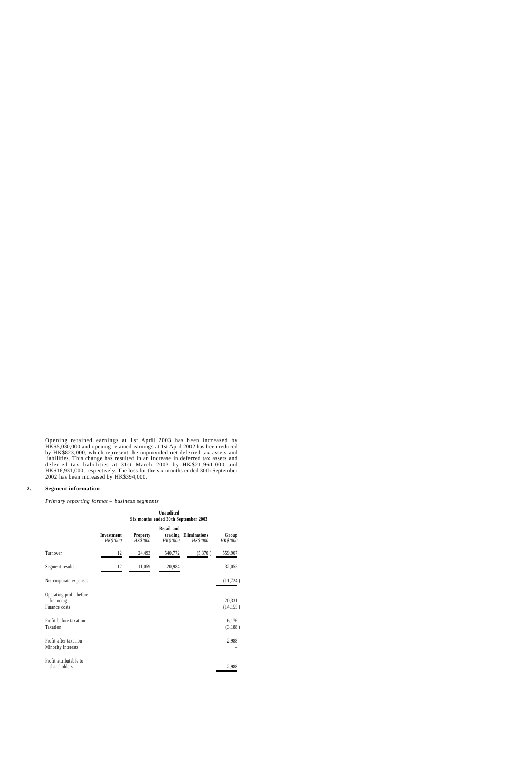Opening retained earnings at 1st April 2003 has been increased by HK$5,030,000 and opening retained earnings at 1st April 2002 has been reduced by HK$823,000, which represent the unprovided net deferred tax assets and liabilities. This change has resulted in an increase in deferred tax assets and deferred tax liabilities at 31st March 2003 by HK$21,961,000 and HK$16,931,000, respectively. The loss for the six months ended 30th September 2002 has been increased by HK$394,000.

## 2. Segment information

*Primary reporting format – business segments*

| | Unaudited Six months ended 30th September 2003 | | | | |
|---|---|---|---|---|---|
| | **Investment** *HK$'000* | **Property** *HK$'000* | **Retail and trading** *HK$'000* | **Eliminations** *HK$'000* | **Group** *HK$'000* |
| Turnover | 12 | 24,493 | 540,772 | (5,370 ) | 559,907 |
| Segment results | 12 | 11,059 | 20,984 | | 32,055 |
| Net corporate expenses | | | | | (11,724 ) |
| Operating profit before financing | | | | | 20,331 |
| Finance costs | | | | | (14,155 ) |
| Profit before taxation | | | | | 6,176 |
| Taxation | | | | | (3,188 ) |
| Profit after taxation | | | | | 2,988 |
| Minority interests | | | | | – |
| Profit attributable to shareholders | | | | | 2,988 |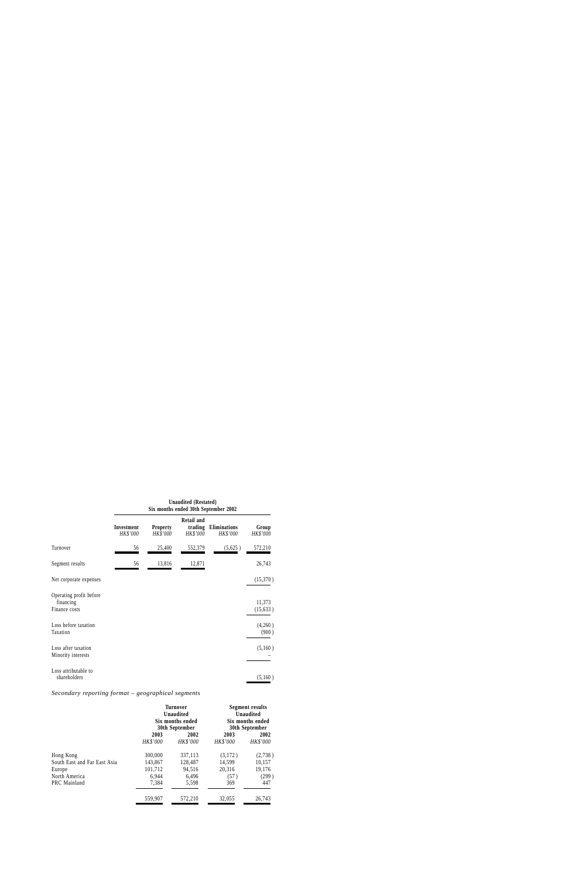| | Unaudited (Restated) Six months ended 30th September 2002 | | | | |
|---|---|---|---|---|---|
| | Investment | Property | Retail and trading | Eliminations | Group |
| | *HK$'000* | *HK$'000* | *HK$'000* | *HK$'000* | *HK$'000* |
| Turnover | 56 | 25,400 | 552,379 | (5,625 ) | 572,210 |
| Segment results | 56 | 13,816 | 12,871 | | 26,743 |
| Net corporate expenses | | | | | (15,370 ) |
| Operating profit before financing | | | | | 11,373 |
| Finance costs | | | | | (15,633 ) |
| Loss before taxation | | | | | (4,260 ) |
| Taxation | | | | | (900 ) |
| Loss after taxation | | | | | (5,160 ) |
| Minority interests | | | | | – |
| Loss attributable to shareholders | | | | | (5,160 ) |

*Secondary reporting format – geographical segments*

| | Turnover Unaudited Six months ended 30th September | | Segment results Unaudited Six months ended 30th September | |
|---|---|---|---|---|
| | 2003 | 2002 | 2003 | 2002 |
| | *HK$'000* | *HK$'000* | *HK$'000* | *HK$'000* |
| Hong Kong | 300,000 | 337,113 | (3,172 ) | (2,738 ) |
| South East and Far East Asia | 143,867 | 128,487 | 14,599 | 10,157 |
| Europe | 101,712 | 94,516 | 20,316 | 19,176 |
| North America | 6,944 | 6,496 | (57 ) | (299 ) |
| PRC Mainland | 7,384 | 5,598 | 369 | 447 |
| | 559,907 | 572,210 | 32,055 | 26,743 |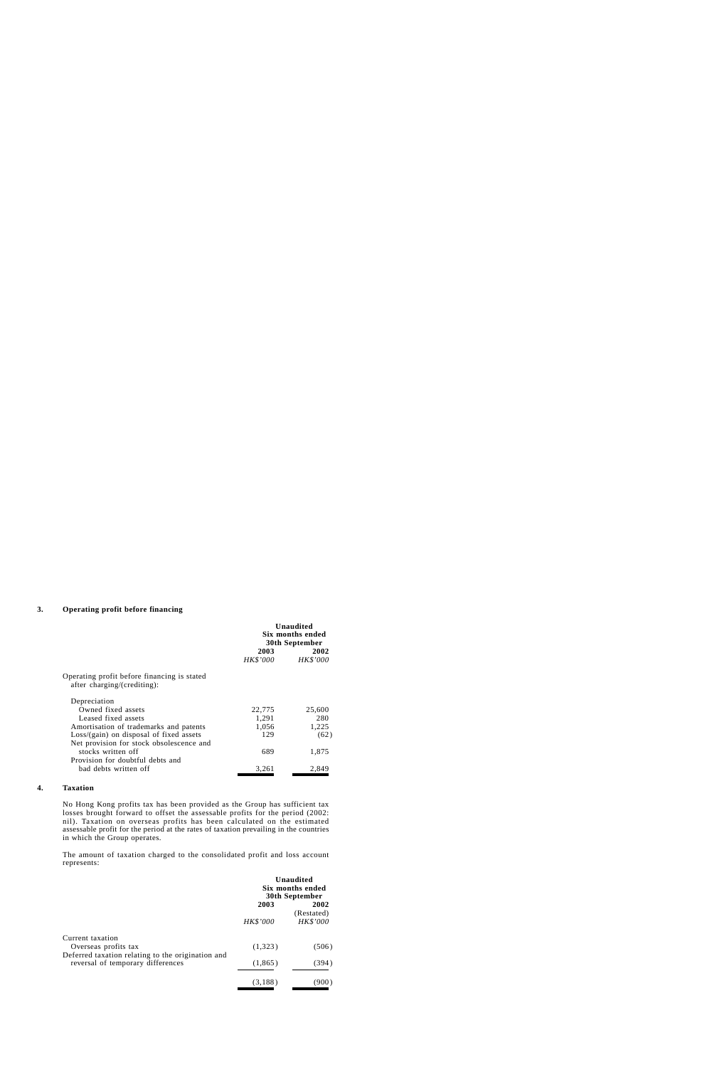## 3. Operating profit before financing

| | Unaudited Six months ended 30th September | |
|---|---|---|
| | **2003** | **2002** |
| | *HK$'000* | *HK$'000* |
| Operating profit before financing is stated after charging/(crediting): | | |
| Depreciation | | |
| Owned fixed assets | 22,775 | 25,600 |
| Leased fixed assets | 1,291 | 280 |
| Amortisation of trademarks and patents | 1,056 | 1,225 |
| Loss/(gain) on disposal of fixed assets | 129 | (62) |
| Net provision for stock obsolescence and stocks written off | 689 | 1,875 |
| Provision for doubtful debts and bad debts written off | 3,261 | 2,849 |

## 4. Taxation

No Hong Kong profits tax has been provided as the Group has sufficient tax losses brought forward to offset the assessable profits for the period (2002: nil). Taxation on overseas profits has been calculated on the estimated assessable profit for the period at the rates of taxation prevailing in the countries in which the Group operates.

The amount of taxation charged to the consolidated profit and loss account represents:

| | Unaudited Six months ended 30th September | |
|---|---|---|
| | **2003** | **2002** (Restated) |
| | *HK$'000* | *HK$'000* |
| Current taxation | | |
| Overseas profits tax | (1,323) | (506) |
| Deferred taxation relating to the origination and reversal of temporary differences | (1,865) | (394) |
| | (3,188) | (900) |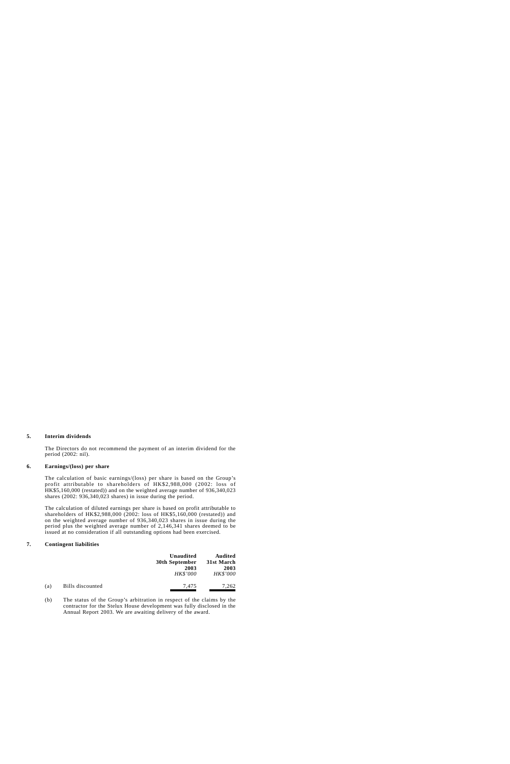## 5. Interim dividends

The Directors do not recommend the payment of an interim dividend for the period (2002: nil).

## 6. Earnings/(loss) per share

The calculation of basic earnings/(loss) per share is based on the Group's profit attributable to shareholders of HK$2,988,000 (2002: loss of HK$5,160,000 (restated)) and on the weighted average number of 936,340,023 shares (2002: 936,340,023 shares) in issue during the period.

The calculation of diluted earnings per share is based on profit attributable to shareholders of HK$2,988,000 (2002: loss of HK$5,160,000 (restated)) and on the weighted average number of 936,340,023 shares in issue during the period plus the weighted average number of 2,146,341 shares deemed to be issued at no consideration if all outstanding options had been exercised.

## 7. Contingent liabilities

| | | **Unaudited 30th September 2003** | **Audited 31st March 2003** |
|---|---|---|---|
| | | *HK$'000* | *HK$'000* |
| (a) | Bills discounted | 7,475 | 7,262 |

(b) The status of the Group's arbitration in respect of the claims by the contractor for the Stelux House development was fully disclosed in the Annual Report 2003. We are awaiting delivery of the award.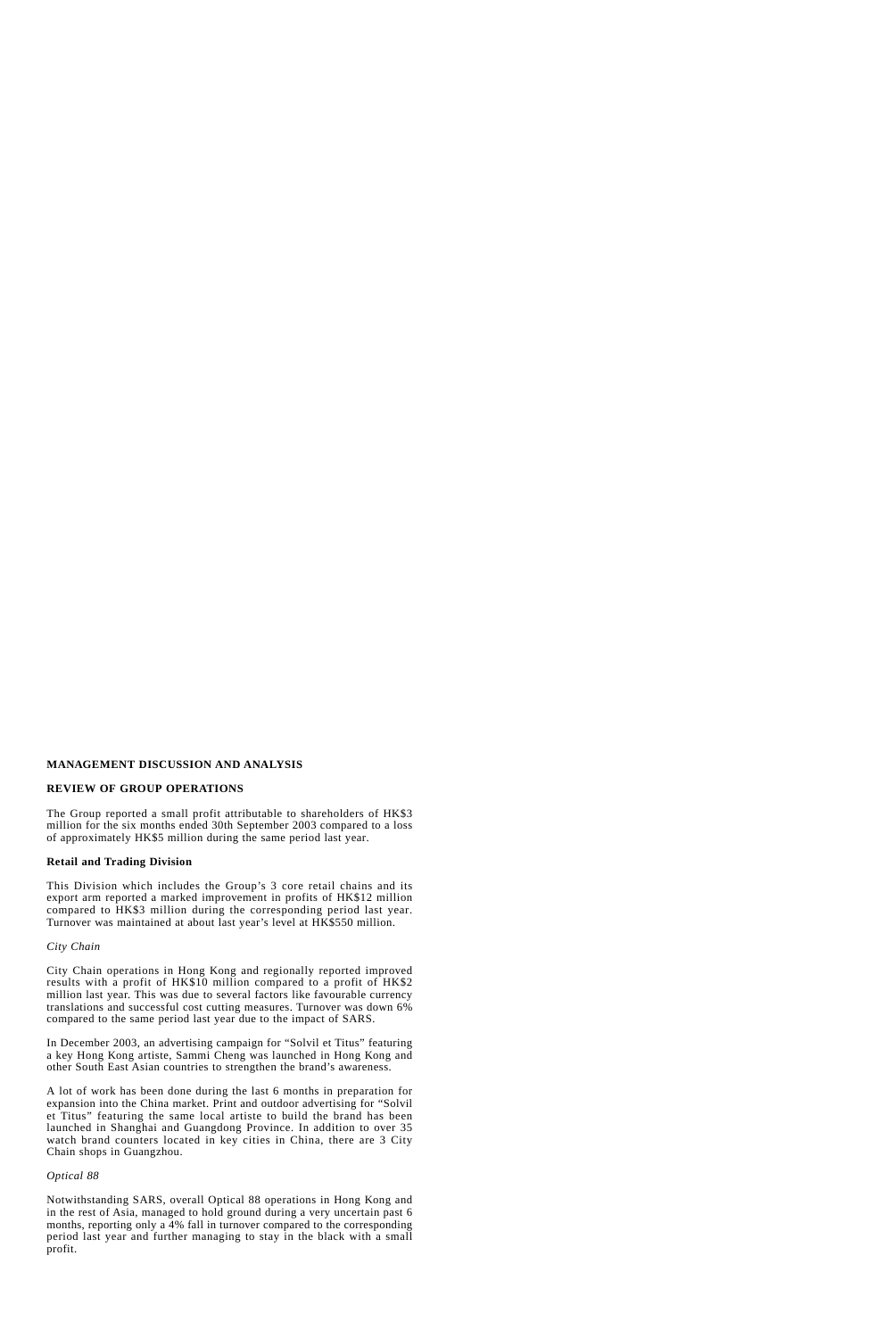**MANAGEMENT DISCUSSION AND ANALYSIS**

**REVIEW OF GROUP OPERATIONS**

The Group reported a small profit attributable to shareholders of HK$3 million for the six months ended 30th September 2003 compared to a loss of approximately HK$5 million during the same period last year.

**Retail and Trading Division**

This Division which includes the Group's 3 core retail chains and its export arm reported a marked improvement in profits of HK$12 million compared to HK$3 million during the corresponding period last year. Turnover was maintained at about last year's level at HK$550 million.

*City Chain*

City Chain operations in Hong Kong and regionally reported improved results with a profit of HK$10 million compared to a profit of HK$2 million last year. This was due to several factors like favourable currency translations and successful cost cutting measures. Turnover was down 6% compared to the same period last year due to the impact of SARS.

In December 2003, an advertising campaign for "Solvil et Titus" featuring a key Hong Kong artiste, Sammi Cheng was launched in Hong Kong and other South East Asian countries to strengthen the brand's awareness.

A lot of work has been done during the last 6 months in preparation for expansion into the China market. Print and outdoor advertising for "Solvil et Titus" featuring the same local artiste to build the brand has been launched in Shanghai and Guangdong Province. In addition to over 35 watch brand counters located in key cities in China, there are 3 City Chain shops in Guangzhou.

*Optical 88*

Notwithstanding SARS, overall Optical 88 operations in Hong Kong and in the rest of Asia, managed to hold ground during a very uncertain past 6 months, reporting only a 4% fall in turnover compared to the corresponding period last year and further managing to stay in the black with a small profit.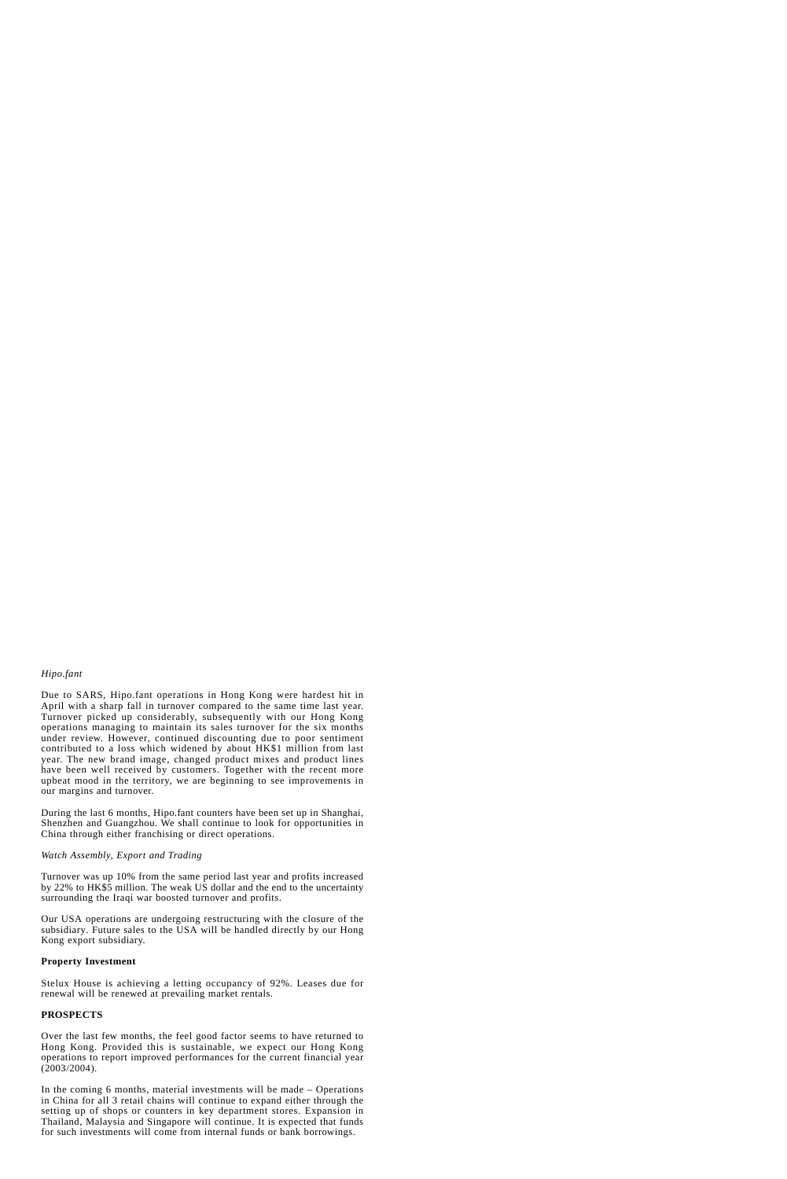*Hipo.fant*

Due to SARS, Hipo.fant operations in Hong Kong were hardest hit in April with a sharp fall in turnover compared to the same time last year. Turnover picked up considerably, subsequently with our Hong Kong operations managing to maintain its sales turnover for the six months under review. However, continued discounting due to poor sentiment contributed to a loss which widened by about HK$1 million from last year. The new brand image, changed product mixes and product lines have been well received by customers. Together with the recent more upbeat mood in the territory, we are beginning to see improvements in our margins and turnover.

During the last 6 months, Hipo.fant counters have been set up in Shanghai, Shenzhen and Guangzhou. We shall continue to look for opportunities in China through either franchising or direct operations.

*Watch Assembly, Export and Trading*

Turnover was up 10% from the same period last year and profits increased by 22% to HK$5 million. The weak US dollar and the end to the uncertainty surrounding the Iraqi war boosted turnover and profits.

Our USA operations are undergoing restructuring with the closure of the subsidiary. Future sales to the USA will be handled directly by our Hong Kong export subsidiary.

**Property Investment**

Stelux House is achieving a letting occupancy of 92%. Leases due for renewal will be renewed at prevailing market rentals.

**PROSPECTS**

Over the last few months, the feel good factor seems to have returned to Hong Kong. Provided this is sustainable, we expect our Hong Kong operations to report improved performances for the current financial year (2003/2004).

In the coming 6 months, material investments will be made – Operations in China for all 3 retail chains will continue to expand either through the setting up of shops or counters in key department stores. Expansion in Thailand, Malaysia and Singapore will continue. It is expected that funds for such investments will come from internal funds or bank borrowings.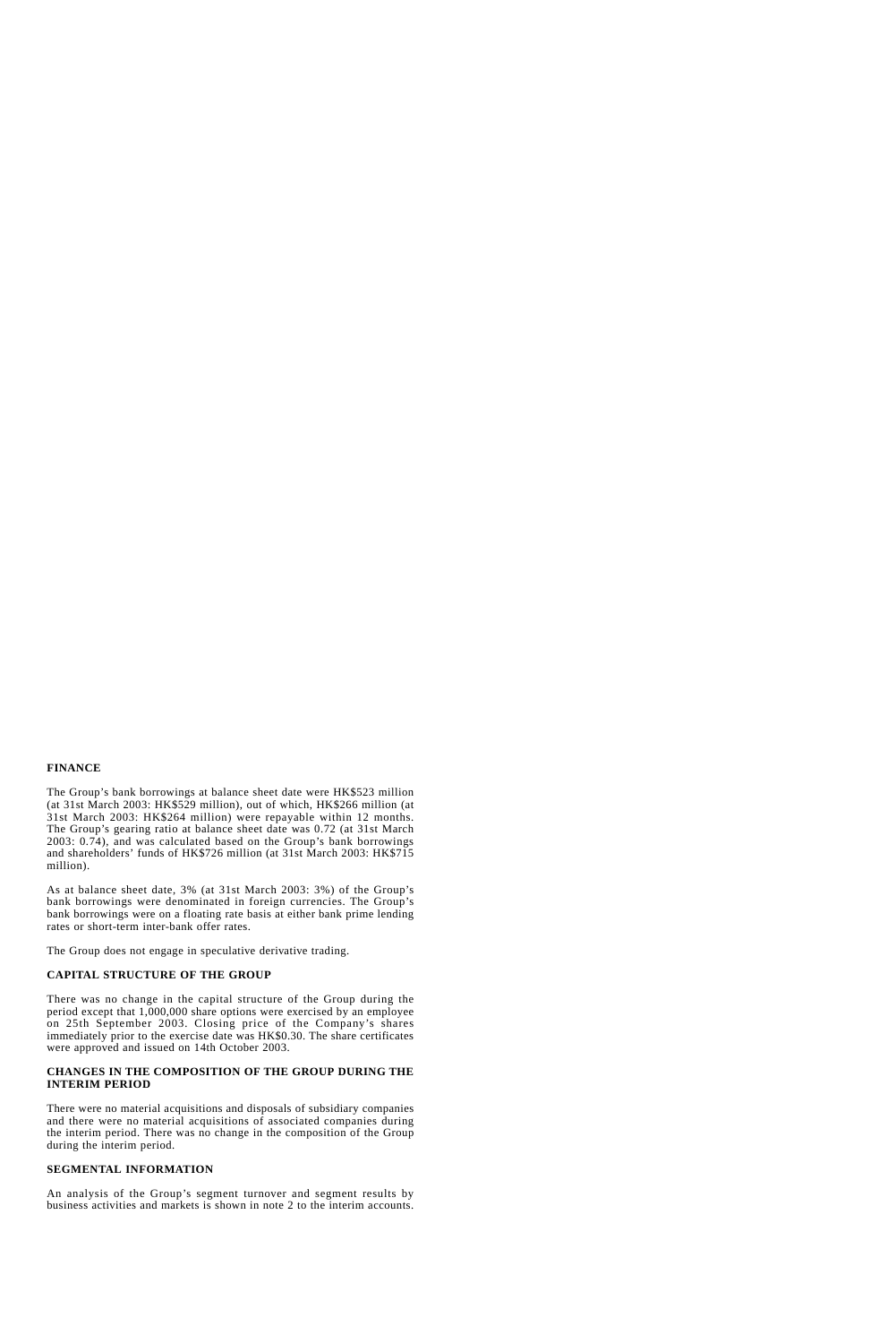## FINANCE

The Group's bank borrowings at balance sheet date were HK$523 million (at 31st March 2003: HK$529 million), out of which, HK$266 million (at 31st March 2003: HK$264 million) were repayable within 12 months. The Group's gearing ratio at balance sheet date was 0.72 (at 31st March 2003: 0.74), and was calculated based on the Group's bank borrowings and shareholders' funds of HK$726 million (at 31st March 2003: HK$715 million).

As at balance sheet date, 3% (at 31st March 2003: 3%) of the Group's bank borrowings were denominated in foreign currencies. The Group's bank borrowings were on a floating rate basis at either bank prime lending rates or short-term inter-bank offer rates.

The Group does not engage in speculative derivative trading.

## CAPITAL STRUCTURE OF THE GROUP

There was no change in the capital structure of the Group during the period except that 1,000,000 share options were exercised by an employee on 25th September 2003. Closing price of the Company's shares immediately prior to the exercise date was HK$0.30. The share certificates were approved and issued on 14th October 2003.

## CHANGES IN THE COMPOSITION OF THE GROUP DURING THE INTERIM PERIOD

There were no material acquisitions and disposals of subsidiary companies and there were no material acquisitions of associated companies during the interim period. There was no change in the composition of the Group during the interim period.

## SEGMENTAL INFORMATION

An analysis of the Group's segment turnover and segment results by business activities and markets is shown in note 2 to the interim accounts.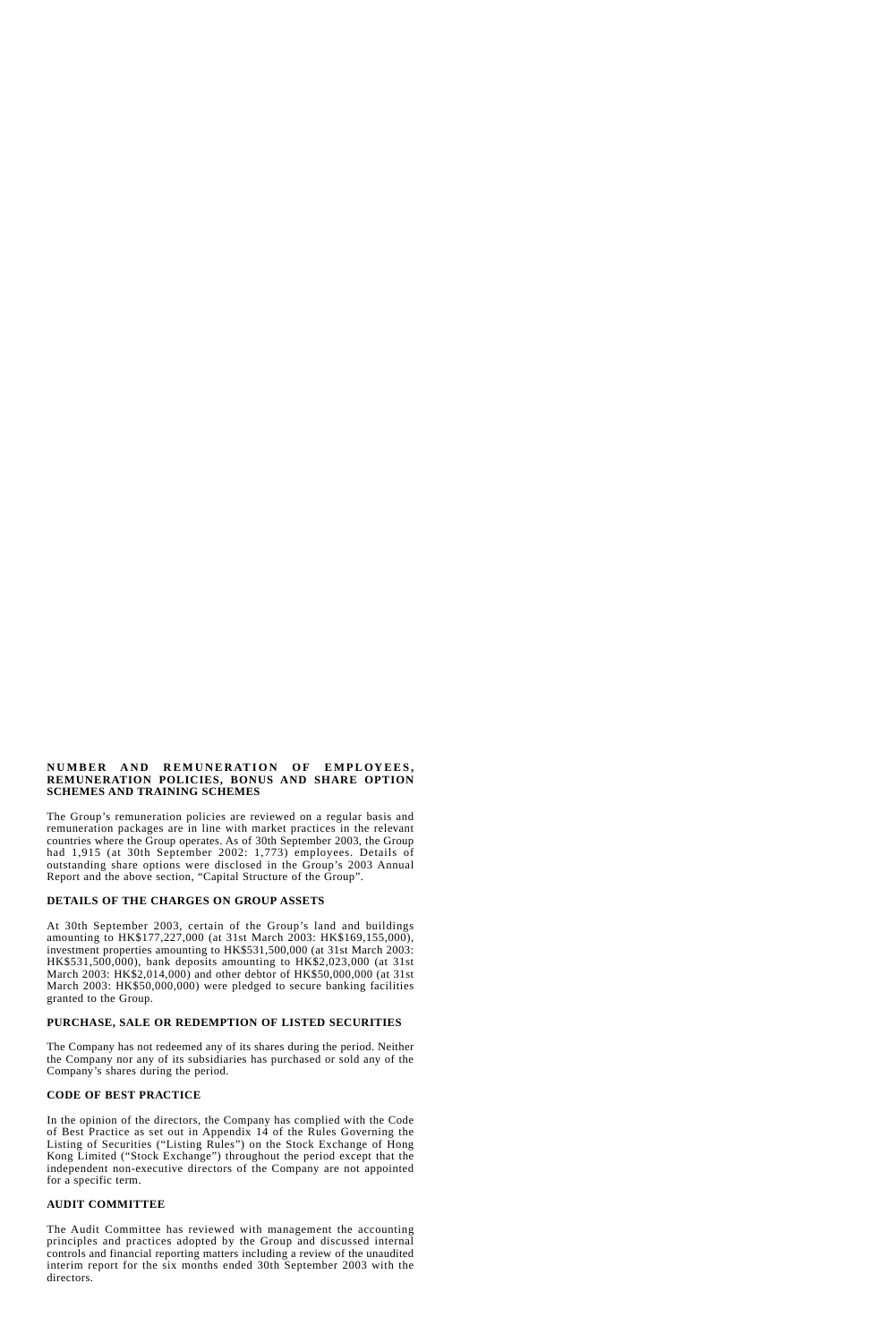## NUMBER AND REMUNERATION OF EMPLOYEES, REMUNERATION POLICIES, BONUS AND SHARE OPTION SCHEMES AND TRAINING SCHEMES

The Group's remuneration policies are reviewed on a regular basis and remuneration packages are in line with market practices in the relevant countries where the Group operates. As of 30th September 2003, the Group had 1,915 (at 30th September 2002: 1,773) employees. Details of outstanding share options were disclosed in the Group's 2003 Annual Report and the above section, "Capital Structure of the Group".

## DETAILS OF THE CHARGES ON GROUP ASSETS

At 30th September 2003, certain of the Group's land and buildings amounting to HK$177,227,000 (at 31st March 2003: HK$169,155,000), investment properties amounting to HK$531,500,000 (at 31st March 2003: HK$531,500,000), bank deposits amounting to HK$2,023,000 (at 31st March 2003: HK$2,014,000) and other debtor of HK$50,000,000 (at 31st March 2003: HK$50,000,000) were pledged to secure banking facilities granted to the Group.

## PURCHASE, SALE OR REDEMPTION OF LISTED SECURITIES

The Company has not redeemed any of its shares during the period. Neither the Company nor any of its subsidiaries has purchased or sold any of the Company's shares during the period.

## CODE OF BEST PRACTICE

In the opinion of the directors, the Company has complied with the Code of Best Practice as set out in Appendix 14 of the Rules Governing the Listing of Securities ("Listing Rules") on the Stock Exchange of Hong Kong Limited ("Stock Exchange") throughout the period except that the independent non-executive directors of the Company are not appointed for a specific term.

## AUDIT COMMITTEE

The Audit Committee has reviewed with management the accounting principles and practices adopted by the Group and discussed internal controls and financial reporting matters including a review of the unaudited interim report for the six months ended 30th September 2003 with the directors.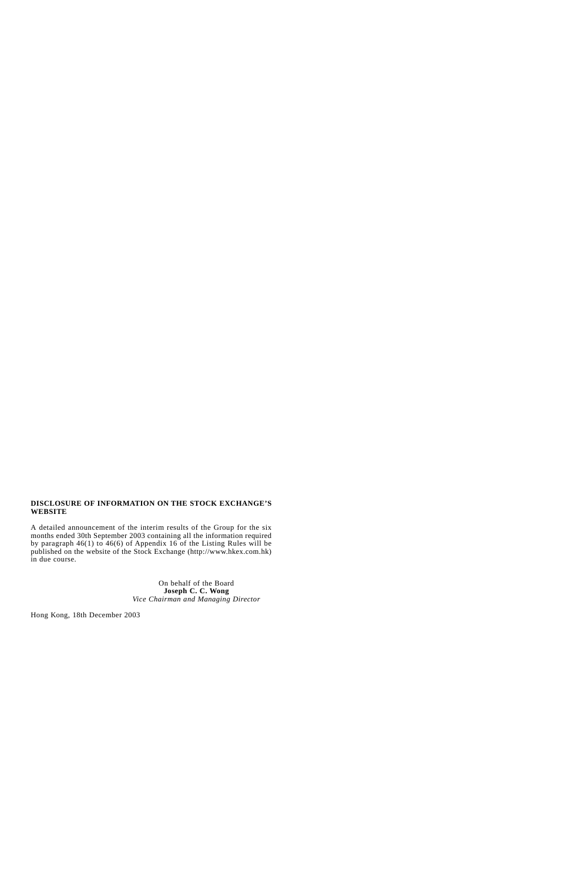**DISCLOSURE OF INFORMATION ON THE STOCK EXCHANGE'S WEBSITE**

A detailed announcement of the interim results of the Group for the six months ended 30th September 2003 containing all the information required by paragraph 46(1) to 46(6) of Appendix 16 of the Listing Rules will be published on the website of the Stock Exchange (http://www.hkex.com.hk) in due course.

On behalf of the Board  
**Joseph C. C. Wong**  
*Vice Chairman and Managing Director*

Hong Kong, 18th December 2003